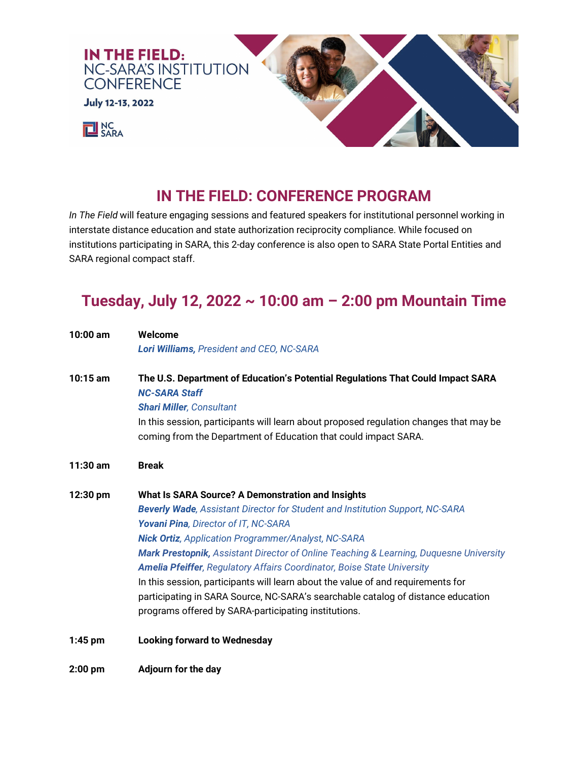**IN THE FIELD:**
NC-SARA'S INSTITUTION CONFERENCE

**July 12-13, 2022**

NC SARA

# IN THE FIELD: CONFERENCE PROGRAM

*In The Field* will feature engaging sessions and featured speakers for institutional personnel working in interstate distance education and state authorization reciprocity compliance. While focused on institutions participating in SARA, this 2-day conference is also open to SARA State Portal Entities and SARA regional compact staff.

## Tuesday, July 12, 2022 ~ 10:00 am – 2:00 pm Mountain Time

**10:00 am** **Welcome**
***Lori Williams,*** *President and CEO, NC-SARA*

**10:15 am** **The U.S. Department of Education's Potential Regulations That Could Impact SARA**
***NC-SARA Staff***
***Shari Miller****, Consultant*
In this session, participants will learn about proposed regulation changes that may be coming from the Department of Education that could impact SARA.

**11:30 am** **Break**

**12:30 pm** **What Is SARA Source? A Demonstration and Insights**
***Beverly Wade****, Assistant Director for Student and Institution Support, NC-SARA*
***Yovani Pina****, Director of IT, NC-SARA*
***Nick Ortiz****, Application Programmer/Analyst, NC-SARA*
***Mark Prestopnik,*** *Assistant Director of Online Teaching & Learning, Duquesne University*
***Amelia Pfeiffer****, Regulatory Affairs Coordinator, Boise State University*
In this session, participants will learn about the value of and requirements for participating in SARA Source, NC-SARA's searchable catalog of distance education programs offered by SARA-participating institutions.

**1:45 pm** **Looking forward to Wednesday**

**2:00 pm** **Adjourn for the day**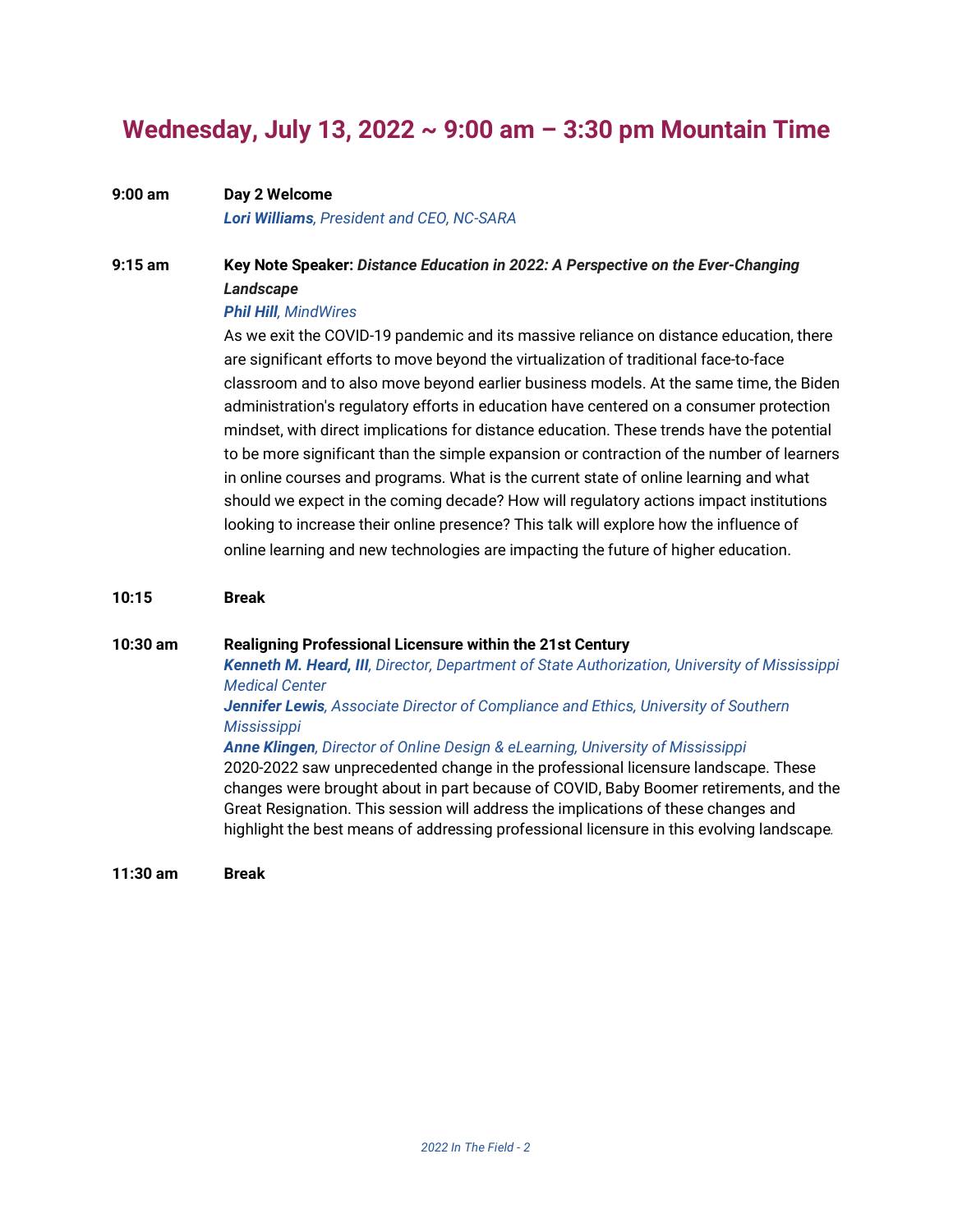## Wednesday, July 13, 2022 ~ 9:00 am – 3:30 pm Mountain Time

**9:00 am** **Day 2 Welcome**

***Lori Williams****, President and CEO, NC-SARA*

**9:15 am** **Key Note Speaker:** ***Distance Education in 2022: A Perspective on the Ever-Changing Landscape***

***Phil Hill****, MindWires*

As we exit the COVID-19 pandemic and its massive reliance on distance education, there are significant efforts to move beyond the virtualization of traditional face-to-face classroom and to also move beyond earlier business models. At the same time, the Biden administration's regulatory efforts in education have centered on a consumer protection mindset, with direct implications for distance education. These trends have the potential to be more significant than the simple expansion or contraction of the number of learners in online courses and programs. What is the current state of online learning and what should we expect in the coming decade? How will regulatory actions impact institutions looking to increase their online presence? This talk will explore how the influence of online learning and new technologies are impacting the future of higher education.

**10:15** **Break**

**10:30 am** **Realigning Professional Licensure within the 21st Century**

***Kenneth M. Heard, III****, Director, Department of State Authorization, University of Mississippi Medical Center*

***Jennifer Lewis****, Associate Director of Compliance and Ethics, University of Southern Mississippi*

***Anne Klingen****, Director of Online Design & eLearning, University of Mississippi*

2020-2022 saw unprecedented change in the professional licensure landscape. These changes were brought about in part because of COVID, Baby Boomer retirements, and the Great Resignation. This session will address the implications of these changes and highlight the best means of addressing professional licensure in this evolving landscape.

**11:30 am** **Break**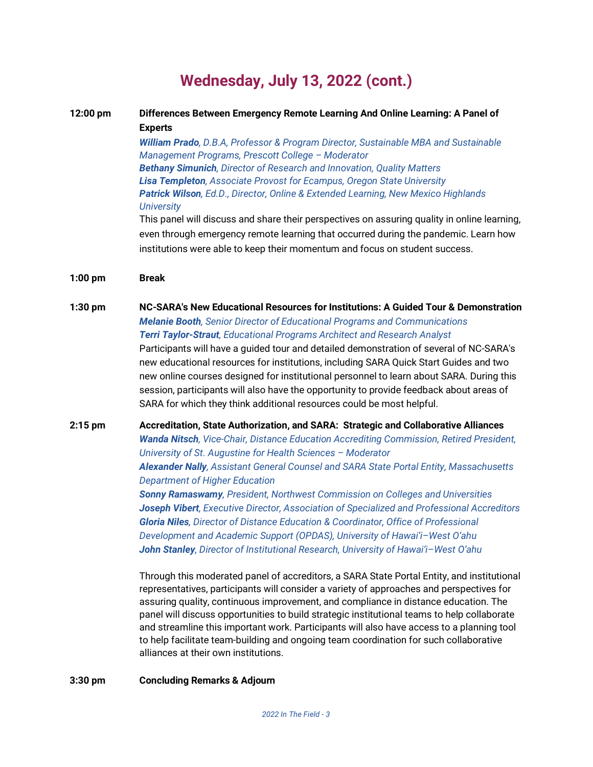# Wednesday, July 13, 2022 (cont.)

**12:00 pm** **Differences Between Emergency Remote Learning And Online Learning: A Panel of Experts**

***William Prado****, D.B.A, Professor & Program Director, Sustainable MBA and Sustainable Management Programs, Prescott College – Moderator*
***Bethany Simunich****, Director of Research and Innovation, Quality Matters*
***Lisa Templeton****, Associate Provost for Ecampus, Oregon State University*
***Patrick Wilson****, Ed.D., Director, Online & Extended Learning, New Mexico Highlands University*

This panel will discuss and share their perspectives on assuring quality in online learning, even through emergency remote learning that occurred during the pandemic. Learn how institutions were able to keep their momentum and focus on student success.

**1:00 pm** **Break**

**1:30 pm** **NC-SARA's New Educational Resources for Institutions: A Guided Tour & Demonstration**

***Melanie Booth****, Senior Director of Educational Programs and Communications*
***Terri Taylor-Straut****, Educational Programs Architect and Research Analyst*

Participants will have a guided tour and detailed demonstration of several of NC-SARA's new educational resources for institutions, including SARA Quick Start Guides and two new online courses designed for institutional personnel to learn about SARA. During this session, participants will also have the opportunity to provide feedback about areas of SARA for which they think additional resources could be most helpful.

**2:15 pm** **Accreditation, State Authorization, and SARA: Strategic and Collaborative Alliances**

***Wanda Nitsch****, Vice-Chair, Distance Education Accrediting Commission, Retired President, University of St. Augustine for Health Sciences – Moderator*
***Alexander Nally****, Assistant General Counsel and SARA State Portal Entity, Massachusetts Department of Higher Education*
***Sonny Ramaswamy****, President, Northwest Commission on Colleges and Universities*
***Joseph Vibert****, Executive Director, Association of Specialized and Professional Accreditors*
***Gloria Niles****, Director of Distance Education & Coordinator, Office of Professional Development and Academic Support (OPDAS), University of Hawaiʻi–West Oʻahu*
***John Stanley****, Director of Institutional Research, University of Hawaiʻi–West Oʻahu*

Through this moderated panel of accreditors, a SARA State Portal Entity, and institutional representatives, participants will consider a variety of approaches and perspectives for assuring quality, continuous improvement, and compliance in distance education. The panel will discuss opportunities to build strategic institutional teams to help collaborate and streamline this important work. Participants will also have access to a planning tool to help facilitate team-building and ongoing team coordination for such collaborative alliances at their own institutions.

**3:30 pm** **Concluding Remarks & Adjourn**